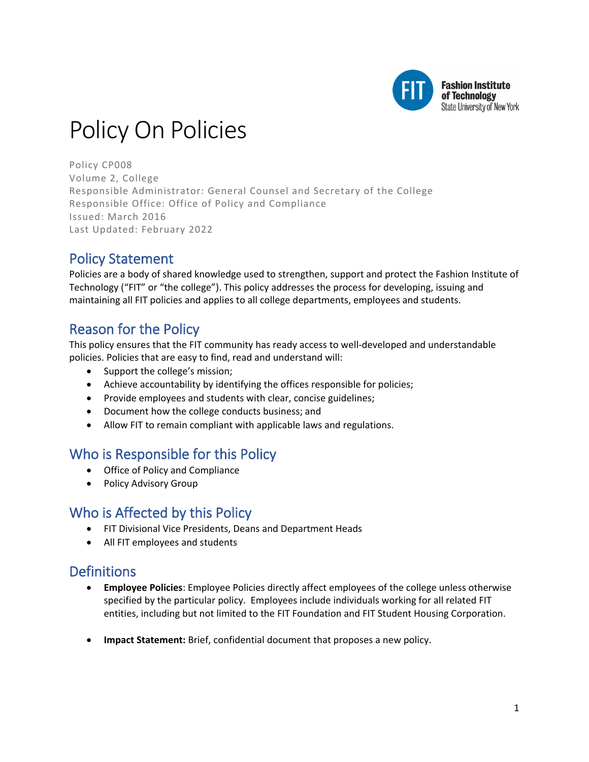# Policy On Policies

Policy CP008
Volume 2, College
Responsible Administrator: General Counsel and Secretary of the College
Responsible Office: Office of Policy and Compliance
Issued: March 2016
Last Updated: February 2022

## Policy Statement

Policies are a body of shared knowledge used to strengthen, support and protect the Fashion Institute of Technology ("FIT" or "the college"). This policy addresses the process for developing, issuing and maintaining all FIT policies and applies to all college departments, employees and students.

## Reason for the Policy

This policy ensures that the FIT community has ready access to well-developed and understandable policies. Policies that are easy to find, read and understand will:

- Support the college's mission;
- Achieve accountability by identifying the offices responsible for policies;
- Provide employees and students with clear, concise guidelines;
- Document how the college conducts business; and
- Allow FIT to remain compliant with applicable laws and regulations.

## Who is Responsible for this Policy

- Office of Policy and Compliance
- Policy Advisory Group

## Who is Affected by this Policy

- FIT Divisional Vice Presidents, Deans and Department Heads
- All FIT employees and students

## Definitions

- **Employee Policies**: Employee Policies directly affect employees of the college unless otherwise specified by the particular policy. Employees include individuals working for all related FIT entities, including but not limited to the FIT Foundation and FIT Student Housing Corporation.

- **Impact Statement:** Brief, confidential document that proposes a new policy.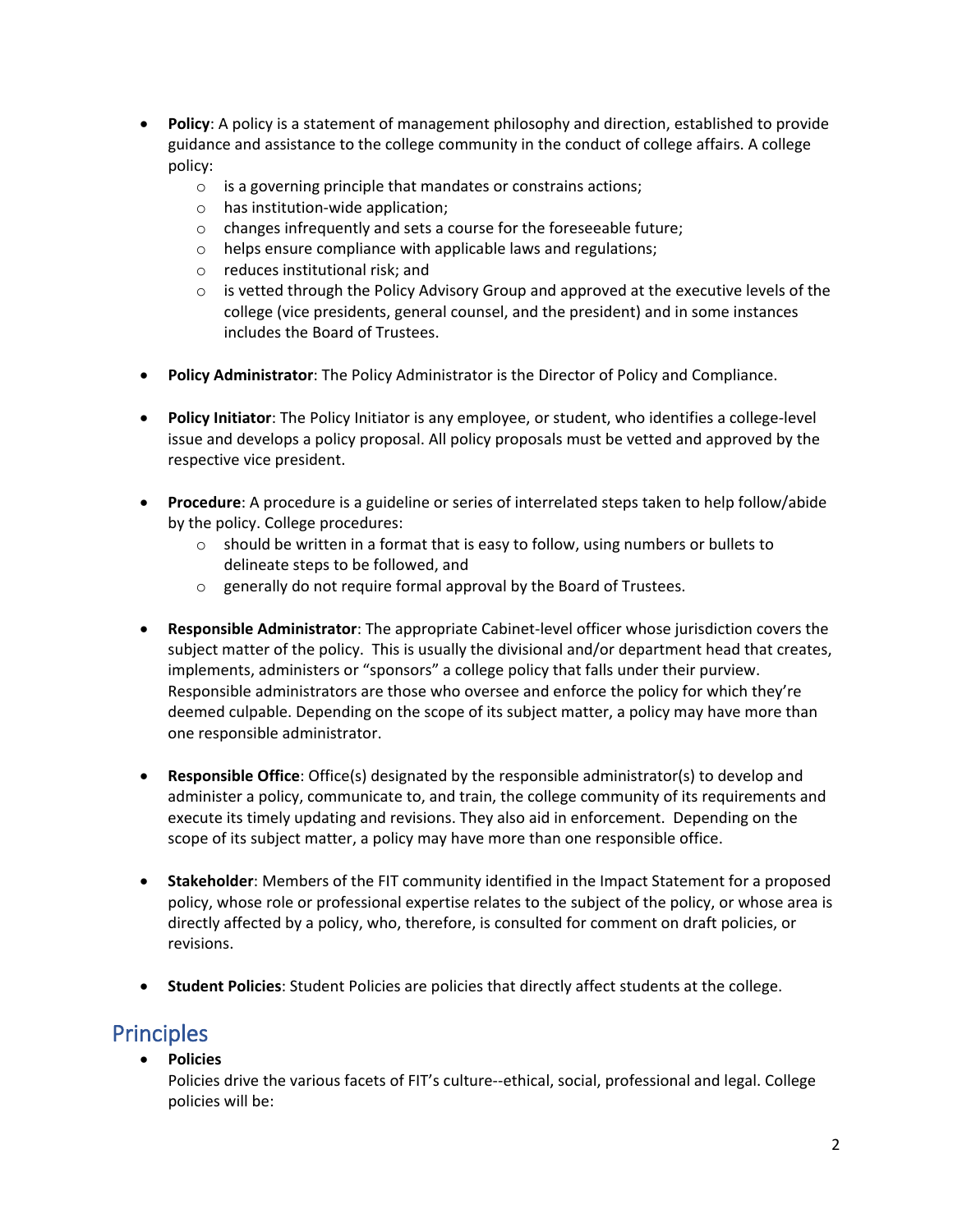- **Policy**: A policy is a statement of management philosophy and direction, established to provide guidance and assistance to the college community in the conduct of college affairs. A college policy:
  - is a governing principle that mandates or constrains actions;
  - has institution-wide application;
  - changes infrequently and sets a course for the foreseeable future;
  - helps ensure compliance with applicable laws and regulations;
  - reduces institutional risk; and
  - is vetted through the Policy Advisory Group and approved at the executive levels of the college (vice presidents, general counsel, and the president) and in some instances includes the Board of Trustees.

- **Policy Administrator**: The Policy Administrator is the Director of Policy and Compliance.

- **Policy Initiator**: The Policy Initiator is any employee, or student, who identifies a college-level issue and develops a policy proposal. All policy proposals must be vetted and approved by the respective vice president.

- **Procedure**: A procedure is a guideline or series of interrelated steps taken to help follow/abide by the policy. College procedures:
  - should be written in a format that is easy to follow, using numbers or bullets to delineate steps to be followed, and
  - generally do not require formal approval by the Board of Trustees.

- **Responsible Administrator**: The appropriate Cabinet-level officer whose jurisdiction covers the subject matter of the policy. This is usually the divisional and/or department head that creates, implements, administers or "sponsors" a college policy that falls under their purview. Responsible administrators are those who oversee and enforce the policy for which they're deemed culpable. Depending on the scope of its subject matter, a policy may have more than one responsible administrator.

- **Responsible Office**: Office(s) designated by the responsible administrator(s) to develop and administer a policy, communicate to, and train, the college community of its requirements and execute its timely updating and revisions. They also aid in enforcement. Depending on the scope of its subject matter, a policy may have more than one responsible office.

- **Stakeholder**: Members of the FIT community identified in the Impact Statement for a proposed policy, whose role or professional expertise relates to the subject of the policy, or whose area is directly affected by a policy, who, therefore, is consulted for comment on draft policies, or revisions.

- **Student Policies**: Student Policies are policies that directly affect students at the college.

## Principles

- **Policies**
  
  Policies drive the various facets of FIT's culture--ethical, social, professional and legal. College policies will be: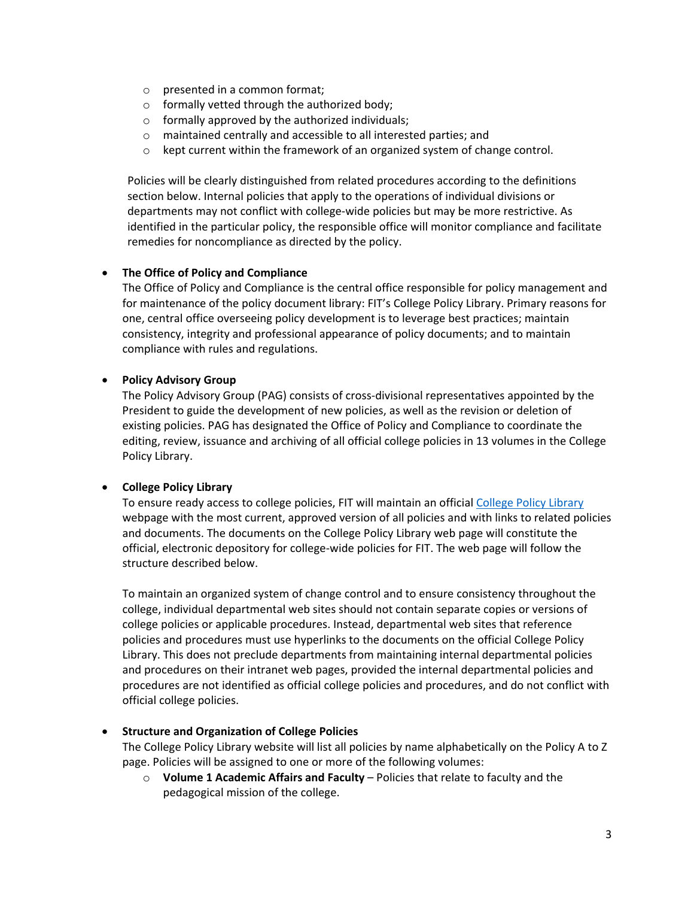- presented in a common format;
  - formally vetted through the authorized body;
  - formally approved by the authorized individuals;
  - maintained centrally and accessible to all interested parties; and
  - kept current within the framework of an organized system of change control.

  Policies will be clearly distinguished from related procedures according to the definitions section below. Internal policies that apply to the operations of individual divisions or departments may not conflict with college-wide policies but may be more restrictive. As identified in the particular policy, the responsible office will monitor compliance and facilitate remedies for noncompliance as directed by the policy.

- **The Office of Policy and Compliance**
  The Office of Policy and Compliance is the central office responsible for policy management and for maintenance of the policy document library: FIT's College Policy Library. Primary reasons for one, central office overseeing policy development is to leverage best practices; maintain consistency, integrity and professional appearance of policy documents; and to maintain compliance with rules and regulations.

- **Policy Advisory Group**
  The Policy Advisory Group (PAG) consists of cross-divisional representatives appointed by the President to guide the development of new policies, as well as the revision or deletion of existing policies. PAG has designated the Office of Policy and Compliance to coordinate the editing, review, issuance and archiving of all official college policies in 13 volumes in the College Policy Library.

- **College Policy Library**
  To ensure ready access to college policies, FIT will maintain an official College Policy Library webpage with the most current, approved version of all policies and with links to related policies and documents. The documents on the College Policy Library web page will constitute the official, electronic depository for college-wide policies for FIT. The web page will follow the structure described below.

  To maintain an organized system of change control and to ensure consistency throughout the college, individual departmental web sites should not contain separate copies or versions of college policies or applicable procedures. Instead, departmental web sites that reference policies and procedures must use hyperlinks to the documents on the official College Policy Library. This does not preclude departments from maintaining internal departmental policies and procedures on their intranet web pages, provided the internal departmental policies and procedures are not identified as official college policies and procedures, and do not conflict with official college policies.

- **Structure and Organization of College Policies**
  The College Policy Library website will list all policies by name alphabetically on the Policy A to Z page. Policies will be assigned to one or more of the following volumes:
  - **Volume 1 Academic Affairs and Faculty** – Policies that relate to faculty and the pedagogical mission of the college.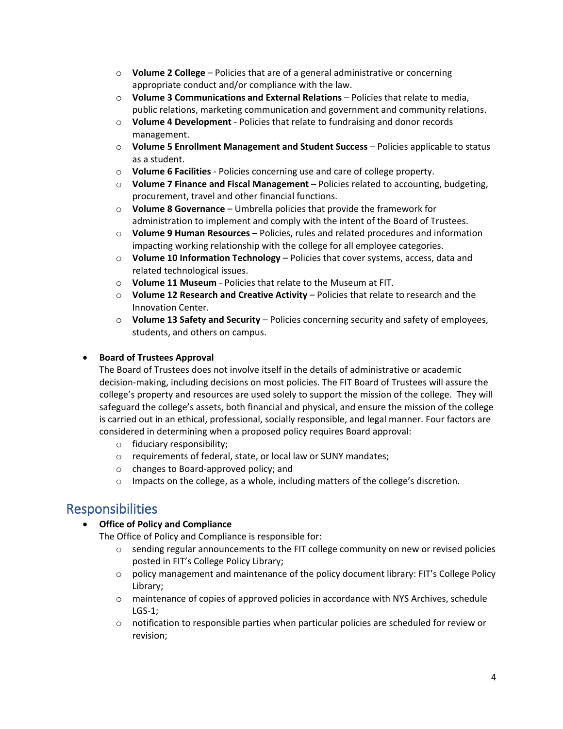- **Volume 2 College** – Policies that are of a general administrative or concerning appropriate conduct and/or compliance with the law.
- **Volume 3 Communications and External Relations** – Policies that relate to media, public relations, marketing communication and government and community relations.
- **Volume 4 Development** - Policies that relate to fundraising and donor records management.
- **Volume 5 Enrollment Management and Student Success** – Policies applicable to status as a student.
- **Volume 6 Facilities** - Policies concerning use and care of college property.
- **Volume 7 Finance and Fiscal Management** – Policies related to accounting, budgeting, procurement, travel and other financial functions.
- **Volume 8 Governance** – Umbrella policies that provide the framework for administration to implement and comply with the intent of the Board of Trustees.
- **Volume 9 Human Resources** – Policies, rules and related procedures and information impacting working relationship with the college for all employee categories.
- **Volume 10 Information Technology** – Policies that cover systems, access, data and related technological issues.
- **Volume 11 Museum** - Policies that relate to the Museum at FIT.
- **Volume 12 Research and Creative Activity** – Policies that relate to research and the Innovation Center.
- **Volume 13 Safety and Security** – Policies concerning security and safety of employees, students, and others on campus.

- **Board of Trustees Approval**
  The Board of Trustees does not involve itself in the details of administrative or academic decision-making, including decisions on most policies. The FIT Board of Trustees will assure the college's property and resources are used solely to support the mission of the college. They will safeguard the college's assets, both financial and physical, and ensure the mission of the college is carried out in an ethical, professional, socially responsible, and legal manner. Four factors are considered in determining when a proposed policy requires Board approval:
  - fiduciary responsibility;
  - requirements of federal, state, or local law or SUNY mandates;
  - changes to Board-approved policy; and
  - Impacts on the college, as a whole, including matters of the college's discretion.

## Responsibilities

- **Office of Policy and Compliance**
  The Office of Policy and Compliance is responsible for:
  - sending regular announcements to the FIT college community on new or revised policies posted in FIT's College Policy Library;
  - policy management and maintenance of the policy document library: FIT's College Policy Library;
  - maintenance of copies of approved policies in accordance with NYS Archives, schedule LGS-1;
  - notification to responsible parties when particular policies are scheduled for review or revision;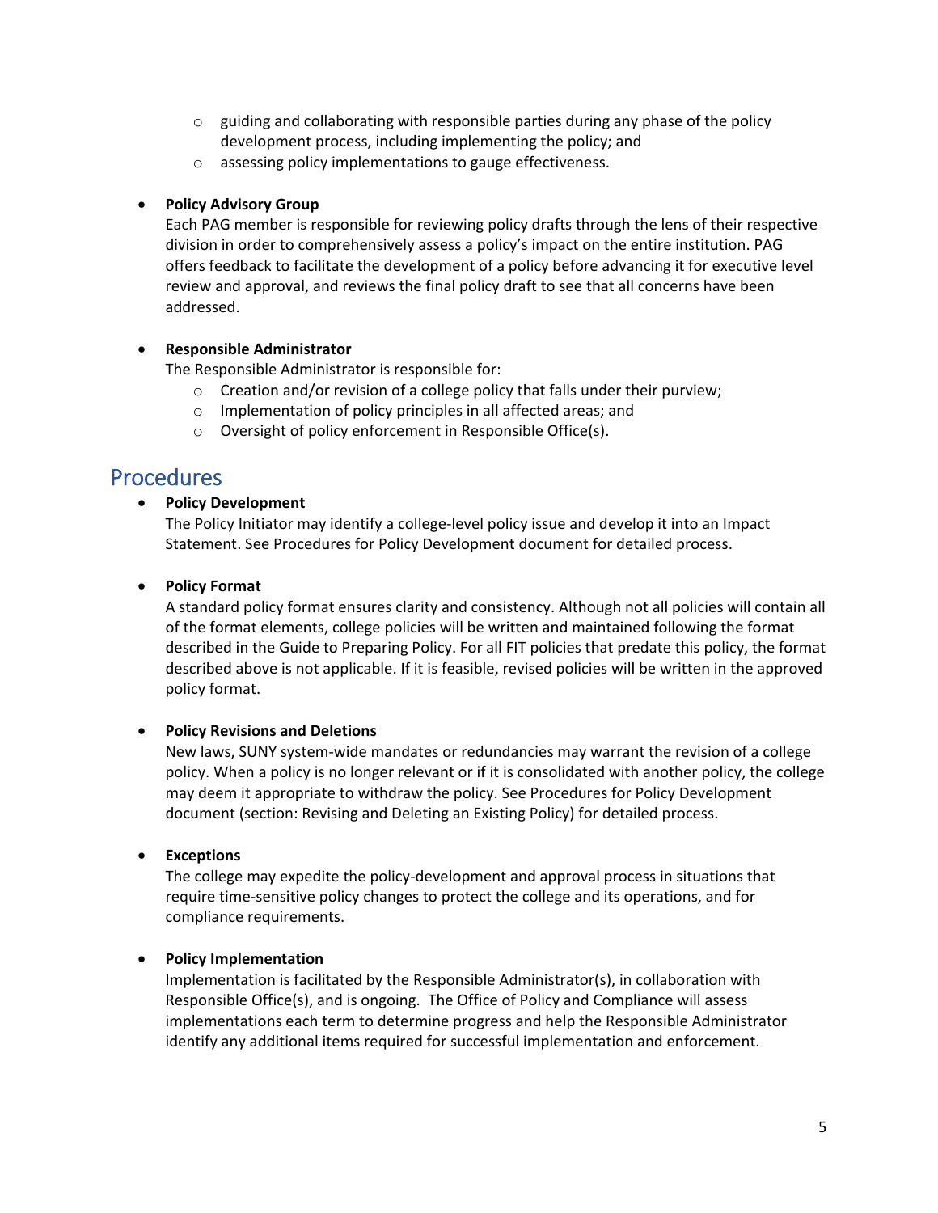- guiding and collaborating with responsible parties during any phase of the policy development process, including implementing the policy; and
  - assessing policy implementations to gauge effectiveness.

- **Policy Advisory Group**
  Each PAG member is responsible for reviewing policy drafts through the lens of their respective division in order to comprehensively assess a policy's impact on the entire institution. PAG offers feedback to facilitate the development of a policy before advancing it for executive level review and approval, and reviews the final policy draft to see that all concerns have been addressed.

- **Responsible Administrator**
  The Responsible Administrator is responsible for:
  - Creation and/or revision of a college policy that falls under their purview;
  - Implementation of policy principles in all affected areas; and
  - Oversight of policy enforcement in Responsible Office(s).

## Procedures

- **Policy Development**
  The Policy Initiator may identify a college-level policy issue and develop it into an Impact Statement. See Procedures for Policy Development document for detailed process.

- **Policy Format**
  A standard policy format ensures clarity and consistency. Although not all policies will contain all of the format elements, college policies will be written and maintained following the format described in the Guide to Preparing Policy. For all FIT policies that predate this policy, the format described above is not applicable. If it is feasible, revised policies will be written in the approved policy format.

- **Policy Revisions and Deletions**
  New laws, SUNY system-wide mandates or redundancies may warrant the revision of a college policy. When a policy is no longer relevant or if it is consolidated with another policy, the college may deem it appropriate to withdraw the policy. See Procedures for Policy Development document (section: Revising and Deleting an Existing Policy) for detailed process.

- **Exceptions**
  The college may expedite the policy-development and approval process in situations that require time-sensitive policy changes to protect the college and its operations, and for compliance requirements.

- **Policy Implementation**
  Implementation is facilitated by the Responsible Administrator(s), in collaboration with Responsible Office(s), and is ongoing. The Office of Policy and Compliance will assess implementations each term to determine progress and help the Responsible Administrator identify any additional items required for successful implementation and enforcement.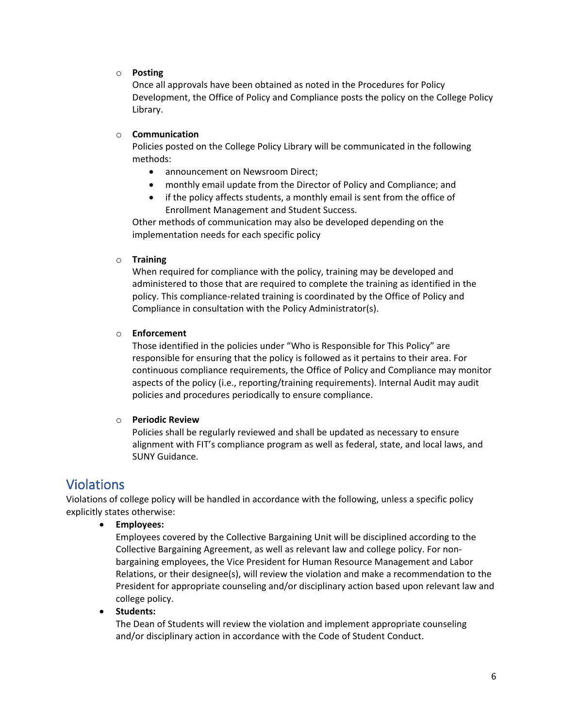- **Posting**
  Once all approvals have been obtained as noted in the Procedures for Policy Development, the Office of Policy and Compliance posts the policy on the College Policy Library.

- **Communication**
  Policies posted on the College Policy Library will be communicated in the following methods:
    - announcement on Newsroom Direct;
    - monthly email update from the Director of Policy and Compliance; and
    - if the policy affects students, a monthly email is sent from the office of Enrollment Management and Student Success.

  Other methods of communication may also be developed depending on the implementation needs for each specific policy

- **Training**
  When required for compliance with the policy, training may be developed and administered to those that are required to complete the training as identified in the policy. This compliance-related training is coordinated by the Office of Policy and Compliance in consultation with the Policy Administrator(s).

- **Enforcement**
  Those identified in the policies under "Who is Responsible for This Policy" are responsible for ensuring that the policy is followed as it pertains to their area. For continuous compliance requirements, the Office of Policy and Compliance may monitor aspects of the policy (i.e., reporting/training requirements). Internal Audit may audit policies and procedures periodically to ensure compliance.

- **Periodic Review**
  Policies shall be regularly reviewed and shall be updated as necessary to ensure alignment with FIT's compliance program as well as federal, state, and local laws, and SUNY Guidance.

## Violations

Violations of college policy will be handled in accordance with the following, unless a specific policy explicitly states otherwise:

- **Employees:**
  Employees covered by the Collective Bargaining Unit will be disciplined according to the Collective Bargaining Agreement, as well as relevant law and college policy. For non-bargaining employees, the Vice President for Human Resource Management and Labor Relations, or their designee(s), will review the violation and make a recommendation to the President for appropriate counseling and/or disciplinary action based upon relevant law and college policy.
- **Students:**
  The Dean of Students will review the violation and implement appropriate counseling and/or disciplinary action in accordance with the Code of Student Conduct.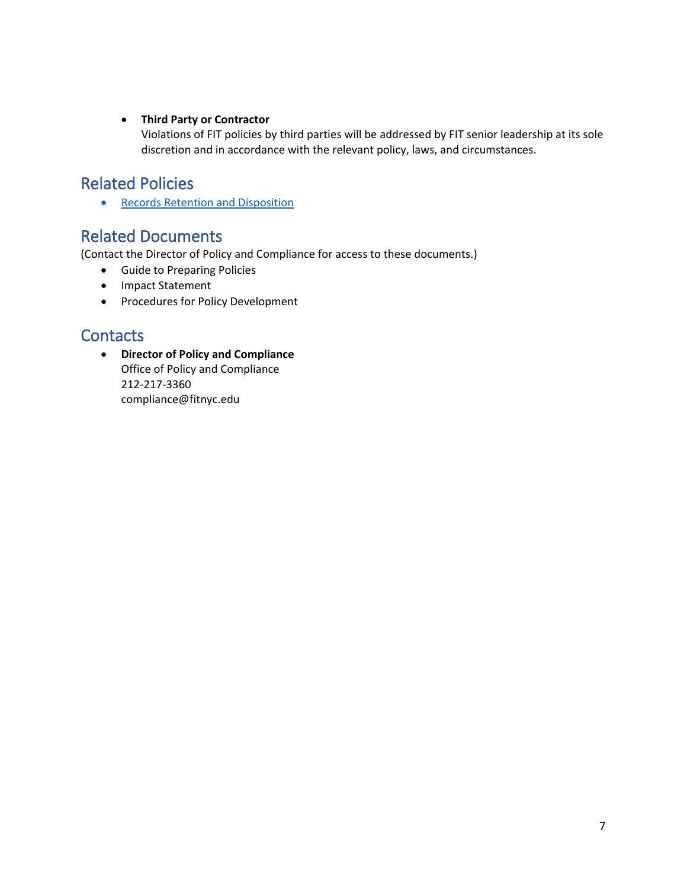- **Third Party or Contractor**
  Violations of FIT policies by third parties will be addressed by FIT senior leadership at its sole discretion and in accordance with the relevant policy, laws, and circumstances.

## Related Policies

- Records Retention and Disposition

## Related Documents

(Contact the Director of Policy and Compliance for access to these documents.)

- Guide to Preparing Policies
- Impact Statement
- Procedures for Policy Development

## Contacts

- **Director of Policy and Compliance**
  Office of Policy and Compliance
  212-217-3360
  compliance@fitnyc.edu